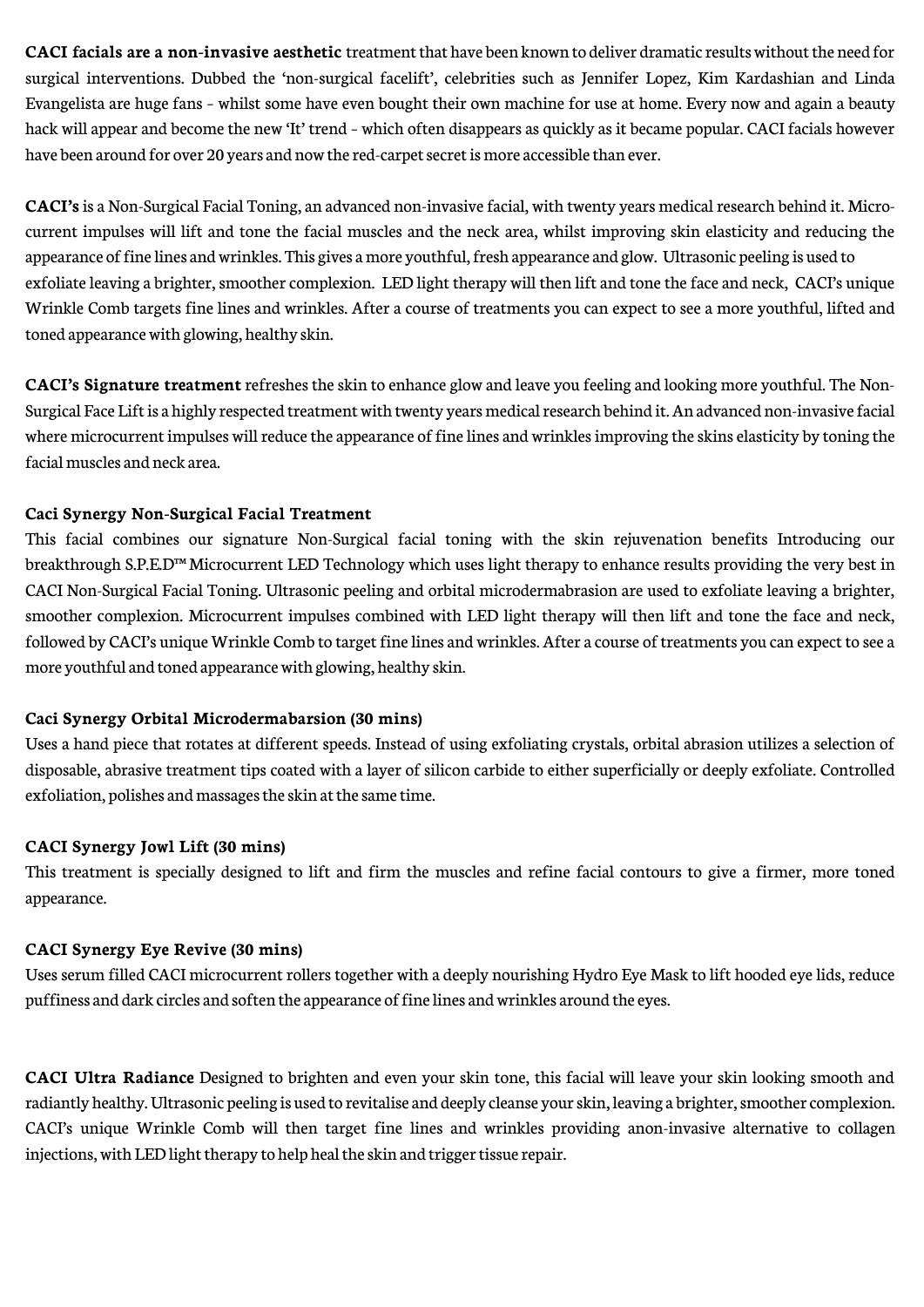**CACI facials are a non-invasive aesthetic** treatment that have been known to deliver dramatic results without the need for surgical interventions. Dubbed the 'non-surgical facelift', celebrities such as Jennifer Lopez, Kim Kardashian and Linda Evangelista are huge fans – whilst some have even bought their own machine for use at home. Every now and again a beauty hack will appear and become the new 'It' trend – which often disappears as quickly as it became popular. CACI facials however have been around for over 20 years and now the red-carpet secret is more accessible than ever.

**CACI's** is a Non-Surgical Facial Toning, an advanced non-invasive facial, with twenty years medical research behind it. Micro-current impulses will lift and tone the facial muscles and the neck area, whilst improving skin elasticity and reducing the appearance of fine lines and wrinkles. This gives a more youthful, fresh appearance and glow. Ultrasonic peeling is used to exfoliate leaving a brighter, smoother complexion. LED light therapy will then lift and tone the face and neck, CACI's unique Wrinkle Comb targets fine lines and wrinkles. After a course of treatments you can expect to see a more youthful, lifted and toned appearance with glowing, healthy skin.

**CACI's Signature treatment** refreshes the skin to enhance glow and leave you feeling and looking more youthful. The Non-Surgical Face Lift is a highly respected treatment with twenty years medical research behind it. An advanced non-invasive facial where microcurrent impulses will reduce the appearance of fine lines and wrinkles improving the skins elasticity by toning the facial muscles and neck area.

**Caci Synergy Non-Surgical Facial Treatment**

This facial combines our signature Non-Surgical facial toning with the skin rejuvenation benefits Introducing our breakthrough S.P.E.D™ Microcurrent LED Technology which uses light therapy to enhance results providing the very best in CACI Non-Surgical Facial Toning. Ultrasonic peeling and orbital microdermabrasion are used to exfoliate leaving a brighter, smoother complexion. Microcurrent impulses combined with LED light therapy will then lift and tone the face and neck, followed by CACI's unique Wrinkle Comb to target fine lines and wrinkles. After a course of treatments you can expect to see a more youthful and toned appearance with glowing, healthy skin.

**Caci Synergy Orbital Microdermabarsion (30 mins)**

Uses a hand piece that rotates at different speeds. Instead of using exfoliating crystals, orbital abrasion utilizes a selection of disposable, abrasive treatment tips coated with a layer of silicon carbide to either superficially or deeply exfoliate. Controlled exfoliation, polishes and massages the skin at the same time.

**CACI Synergy Jowl Lift (30 mins)**

This treatment is specially designed to lift and firm the muscles and refine facial contours to give a firmer, more toned appearance.

**CACI Synergy Eye Revive (30 mins)**

Uses serum filled CACI microcurrent rollers together with a deeply nourishing Hydro Eye Mask to lift hooded eye lids, reduce puffiness and dark circles and soften the appearance of fine lines and wrinkles around the eyes.

**CACI Ultra Radiance** Designed to brighten and even your skin tone, this facial will leave your skin looking smooth and radiantly healthy. Ultrasonic peeling is used to revitalise and deeply cleanse your skin, leaving a brighter, smoother complexion. CACI's unique Wrinkle Comb will then target fine lines and wrinkles providing anon-invasive alternative to collagen injections, with LED light therapy to help heal the skin and trigger tissue repair.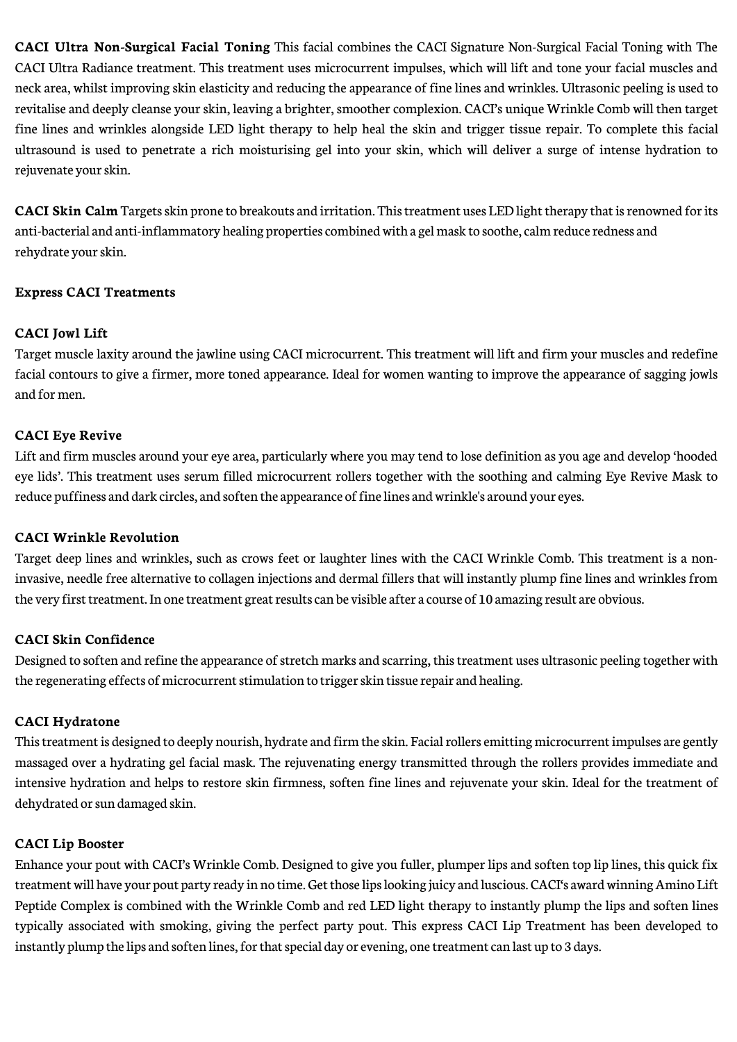**CACI Ultra Non-Surgical Facial Toning** This facial combines the CACI Signature Non-Surgical Facial Toning with The CACI Ultra Radiance treatment. This treatment uses microcurrent impulses, which will lift and tone your facial muscles and neck area, whilst improving skin elasticity and reducing the appearance of fine lines and wrinkles. Ultrasonic peeling is used to revitalise and deeply cleanse your skin, leaving a brighter, smoother complexion. CACI's unique Wrinkle Comb will then target fine lines and wrinkles alongside LED light therapy to help heal the skin and trigger tissue repair. To complete this facial ultrasound is used to penetrate a rich moisturising gel into your skin, which will deliver a surge of intense hydration to rejuvenate your skin.

**CACI Skin Calm** Targets skin prone to breakouts and irritation. This treatment uses LED light therapy that is renowned for its anti-bacterial and anti-inflammatory healing properties combined with a gel mask to soothe, calm reduce redness and rehydrate your skin.

**Express CACI Treatments**

**CACI Jowl Lift**

Target muscle laxity around the jawline using CACI microcurrent. This treatment will lift and firm your muscles and redefine facial contours to give a firmer, more toned appearance. Ideal for women wanting to improve the appearance of sagging jowls and for men.

**CACI Eye Revive**

Lift and firm muscles around your eye area, particularly where you may tend to lose definition as you age and develop 'hooded eye lids'. This treatment uses serum filled microcurrent rollers together with the soothing and calming Eye Revive Mask to reduce puffiness and dark circles, and soften the appearance of fine lines and wrinkle's around your eyes.

**CACI Wrinkle Revolution**

Target deep lines and wrinkles, such as crows feet or laughter lines with the CACI Wrinkle Comb. This treatment is a non-invasive, needle free alternative to collagen injections and dermal fillers that will instantly plump fine lines and wrinkles from the very first treatment. In one treatment great results can be visible after a course of 10 amazing result are obvious.

**CACI Skin Confidence**

Designed to soften and refine the appearance of stretch marks and scarring, this treatment uses ultrasonic peeling together with the regenerating effects of microcurrent stimulation to trigger skin tissue repair and healing.

**CACI Hydratone**

This treatment is designed to deeply nourish, hydrate and firm the skin. Facial rollers emitting microcurrent impulses are gently massaged over a hydrating gel facial mask. The rejuvenating energy transmitted through the rollers provides immediate and intensive hydration and helps to restore skin firmness, soften fine lines and rejuvenate your skin. Ideal for the treatment of dehydrated or sun damaged skin.

**CACI Lip Booster**

Enhance your pout with CACI's Wrinkle Comb. Designed to give you fuller, plumper lips and soften top lip lines, this quick fix treatment will have your pout party ready in no time. Get those lips looking juicy and luscious. CACI's award winning Amino Lift Peptide Complex is combined with the Wrinkle Comb and red LED light therapy to instantly plump the lips and soften lines typically associated with smoking, giving the perfect party pout. This express CACI Lip Treatment has been developed to instantly plump the lips and soften lines, for that special day or evening, one treatment can last up to 3 days.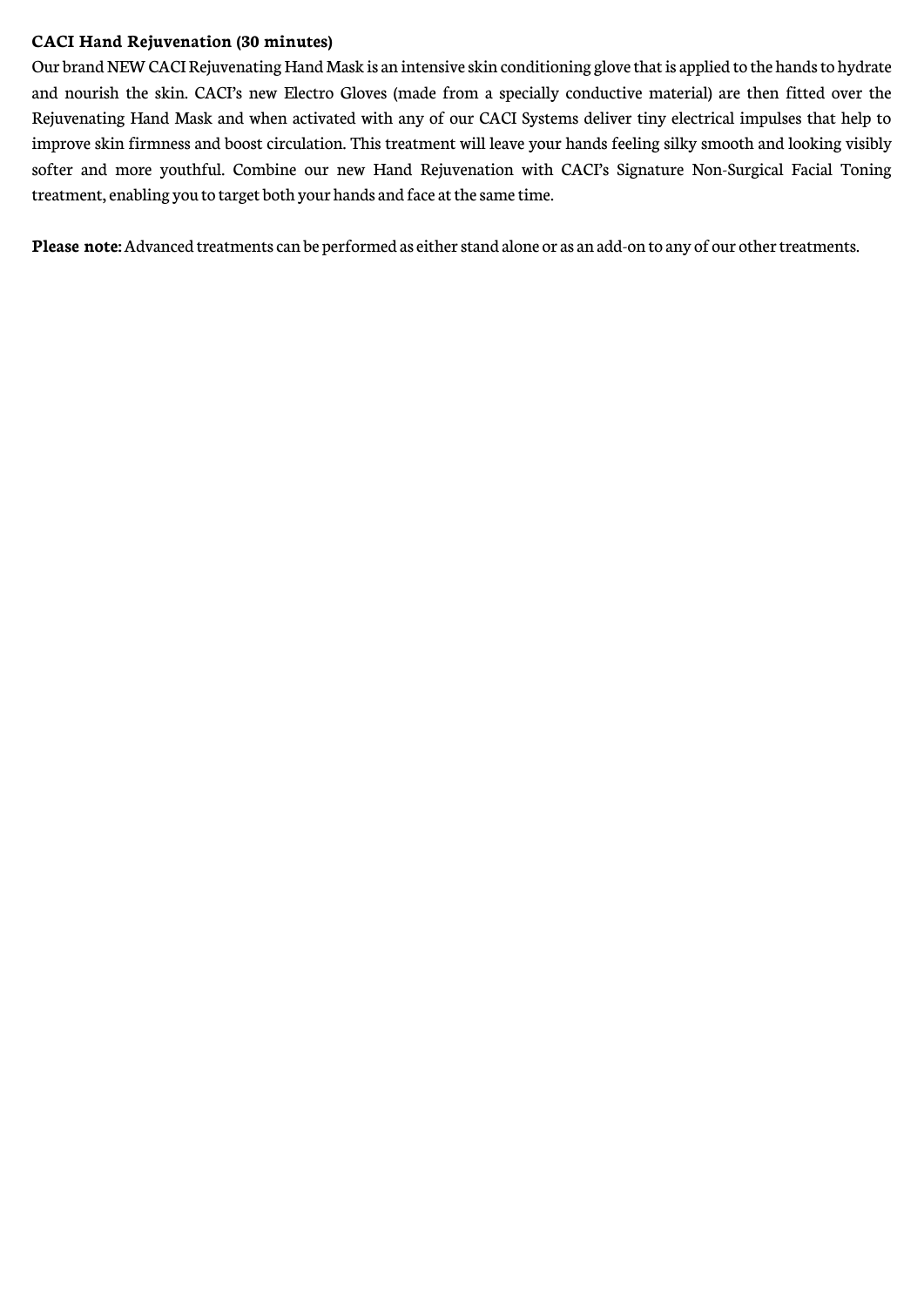**CACI Hand Rejuvenation (30 minutes)**

Our brand NEW CACI Rejuvenating Hand Mask is an intensive skin conditioning glove that is applied to the hands to hydrate and nourish the skin. CACI's new Electro Gloves (made from a specially conductive material) are then fitted over the Rejuvenating Hand Mask and when activated with any of our CACI Systems deliver tiny electrical impulses that help to improve skin firmness and boost circulation. This treatment will leave your hands feeling silky smooth and looking visibly softer and more youthful. Combine our new Hand Rejuvenation with CACI's Signature Non-Surgical Facial Toning treatment, enabling you to target both your hands and face at the same time.

**Please note:** Advanced treatments can be performed as either stand alone or as an add-on to any of our other treatments.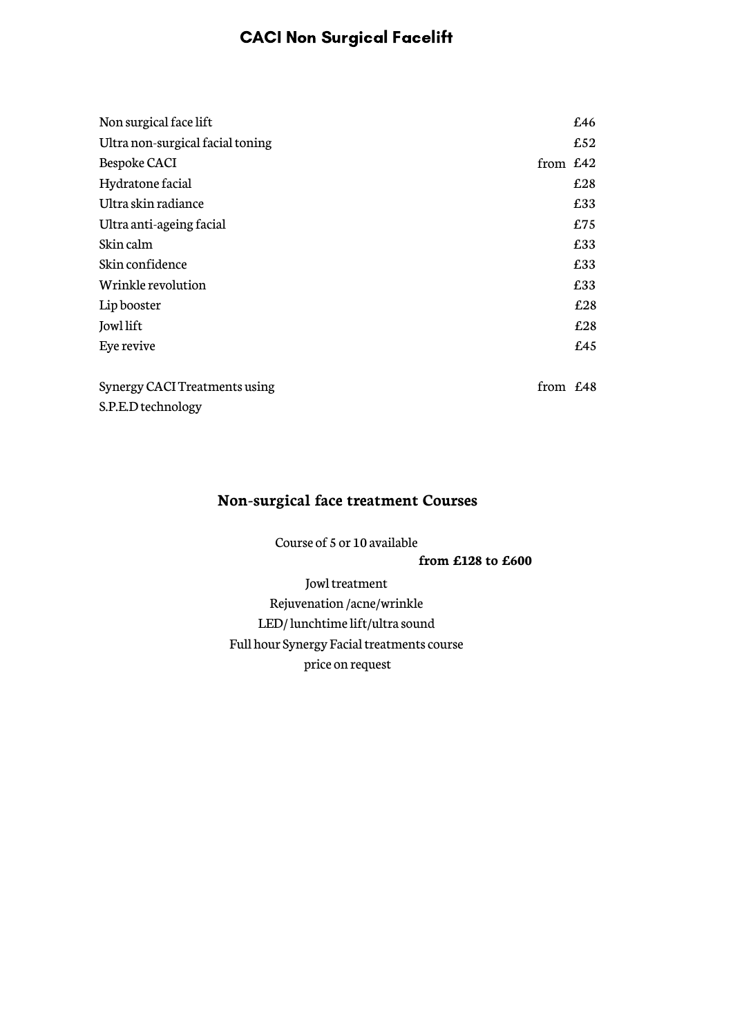# CACI Non Surgical Facelift

| | | |
|---|---|---|
| Non surgical face lift | | £46 |
| Ultra non-surgical facial toning | | £52 |
| Bespoke CACI | from | £42 |
| Hydratone facial | | £28 |
| Ultra skin radiance | | £33 |
| Ultra anti-ageing facial | | £75 |
| Skin calm | | £33 |
| Skin confidence | | £33 |
| Wrinkle revolution | | £33 |
| Lip booster | | £28 |
| Jowl lift | | £28 |
| Eye revive | | £45 |
| Synergy CACI Treatments using S.P.E.D technology | from | £48 |

## Non-surgical face treatment Courses

Course of 5 or 10 available

**from £128 to £600**

Jowl treatment

Rejuvenation /acne/wrinkle

LED/ lunchtime lift/ultra sound

Full hour Synergy Facial treatments course

price on request